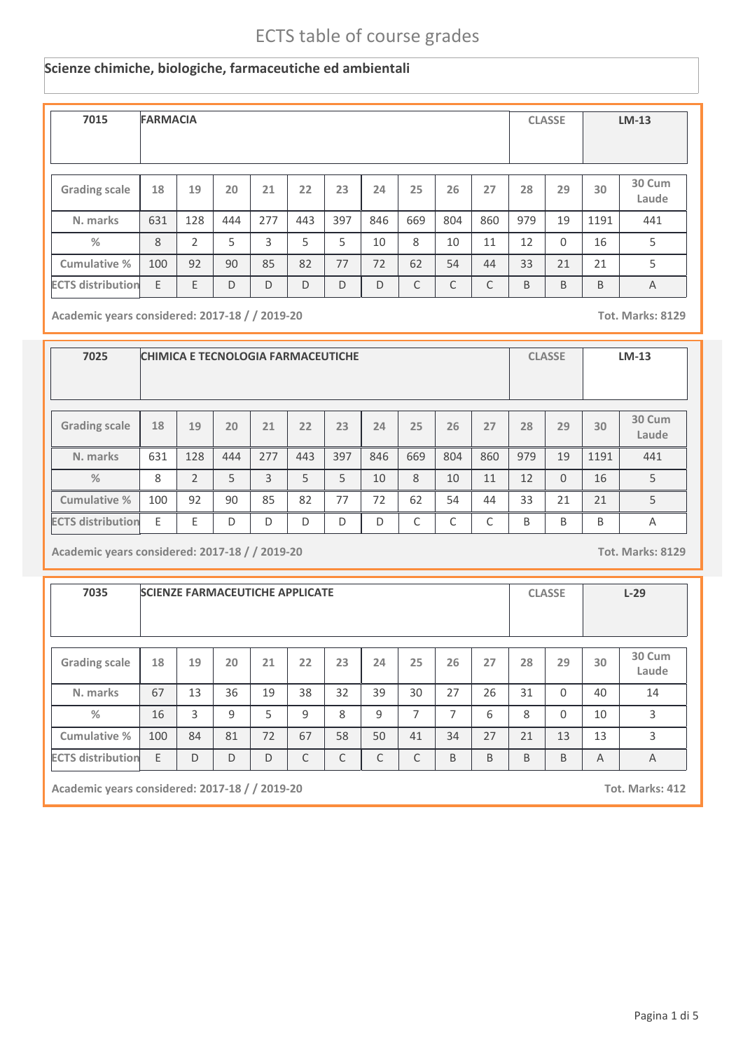# ECTS table of course grades

## Scienze chimiche, biologiche, farmaceutiche ed ambientali

| 7015 | FARMACIA | | | | | | | | | | CLASSE | | LM-13 |
|---|---|---|---|---|---|---|---|---|---|---|---|---|---|

| Grading scale | 18 | 19 | 20 | 21 | 22 | 23 | 24 | 25 | 26 | 27 | 28 | 29 | 30 | 30 Cum Laude |
|---|---|---|---|---|---|---|---|---|---|---|---|---|---|---|
| N. marks | 631 | 128 | 444 | 277 | 443 | 397 | 846 | 669 | 804 | 860 | 979 | 19 | 1191 | 441 |
| % | 8 | 2 | 5 | 3 | 5 | 5 | 10 | 8 | 10 | 11 | 12 | 0 | 16 | 5 |
| Cumulative % | 100 | 92 | 90 | 85 | 82 | 77 | 72 | 62 | 54 | 44 | 33 | 21 | 21 | 5 |
| ECTS distribution | E | E | D | D | D | D | D | C | C | C | B | B | B | A |

Academic years considered: 2017-18 / / 2019-20 — Tot. Marks: 8129

| 7025 | CHIMICA E TECNOLOGIA FARMACEUTICHE | | | | | | | | | | CLASSE | | LM-13 |
|---|---|---|---|---|---|---|---|---|---|---|---|---|---|

| Grading scale | 18 | 19 | 20 | 21 | 22 | 23 | 24 | 25 | 26 | 27 | 28 | 29 | 30 | 30 Cum Laude |
|---|---|---|---|---|---|---|---|---|---|---|---|---|---|---|
| N. marks | 631 | 128 | 444 | 277 | 443 | 397 | 846 | 669 | 804 | 860 | 979 | 19 | 1191 | 441 |
| % | 8 | 2 | 5 | 3 | 5 | 5 | 10 | 8 | 10 | 11 | 12 | 0 | 16 | 5 |
| Cumulative % | 100 | 92 | 90 | 85 | 82 | 77 | 72 | 62 | 54 | 44 | 33 | 21 | 21 | 5 |
| ECTS distribution | E | E | D | D | D | D | D | C | C | C | B | B | B | A |

Academic years considered: 2017-18 / / 2019-20 — Tot. Marks: 8129

| 7035 | SCIENZE FARMACEUTICHE APPLICATE | | | | | | | | | | CLASSE | | L-29 |
|---|---|---|---|---|---|---|---|---|---|---|---|---|---|

| Grading scale | 18 | 19 | 20 | 21 | 22 | 23 | 24 | 25 | 26 | 27 | 28 | 29 | 30 | 30 Cum Laude |
|---|---|---|---|---|---|---|---|---|---|---|---|---|---|---|
| N. marks | 67 | 13 | 36 | 19 | 38 | 32 | 39 | 30 | 27 | 26 | 31 | 0 | 40 | 14 |
| % | 16 | 3 | 9 | 5 | 9 | 8 | 9 | 7 | 7 | 6 | 8 | 0 | 10 | 3 |
| Cumulative % | 100 | 84 | 81 | 72 | 67 | 58 | 50 | 41 | 34 | 27 | 21 | 13 | 13 | 3 |
| ECTS distribution | E | D | D | D | C | C | C | C | B | B | B | B | A | A |

Academic years considered: 2017-18 / / 2019-20 — Tot. Marks: 412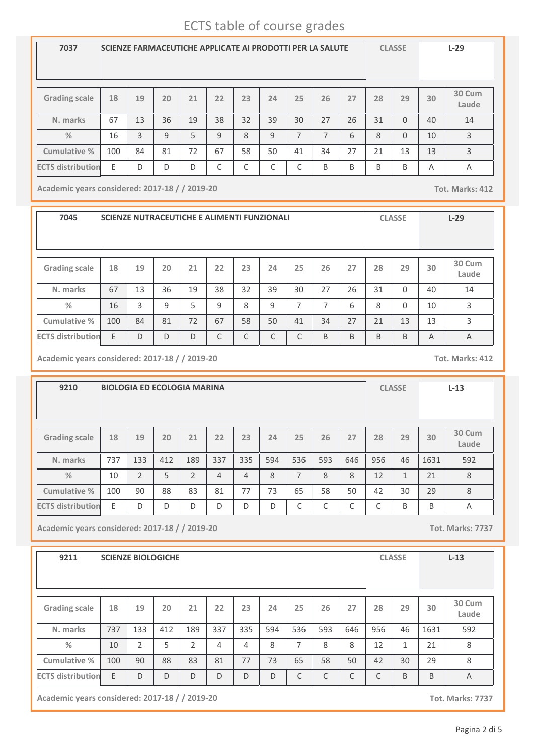# ECTS table of course grades

| 7037 | SCIENZE FARMACEUTICHE APPLICATE AI PRODOTTI PER LA SALUTE | CLASSE | L-29 |
|---|---|---|---|

| Grading scale | 18 | 19 | 20 | 21 | 22 | 23 | 24 | 25 | 26 | 27 | 28 | 29 | 30 | 30 Cum Laude |
|---|---|---|---|---|---|---|---|---|---|---|---|---|---|---|
| N. marks | 67 | 13 | 36 | 19 | 38 | 32 | 39 | 30 | 27 | 26 | 31 | 0 | 40 | 14 |
| % | 16 | 3 | 9 | 5 | 9 | 8 | 9 | 7 | 7 | 6 | 8 | 0 | 10 | 3 |
| Cumulative % | 100 | 84 | 81 | 72 | 67 | 58 | 50 | 41 | 34 | 27 | 21 | 13 | 13 | 3 |
| ECTS distribution | E | D | D | D | C | C | C | C | B | B | B | B | A | A |

**Academic years considered: 2017-18 / / 2019-20** **Tot. Marks: 412**

| 7045 | SCIENZE NUTRACEUTICHE E ALIMENTI FUNZIONALI | CLASSE | L-29 |
|---|---|---|---|

| Grading scale | 18 | 19 | 20 | 21 | 22 | 23 | 24 | 25 | 26 | 27 | 28 | 29 | 30 | 30 Cum Laude |
|---|---|---|---|---|---|---|---|---|---|---|---|---|---|---|
| N. marks | 67 | 13 | 36 | 19 | 38 | 32 | 39 | 30 | 27 | 26 | 31 | 0 | 40 | 14 |
| % | 16 | 3 | 9 | 5 | 9 | 8 | 9 | 7 | 7 | 6 | 8 | 0 | 10 | 3 |
| Cumulative % | 100 | 84 | 81 | 72 | 67 | 58 | 50 | 41 | 34 | 27 | 21 | 13 | 13 | 3 |
| ECTS distribution | E | D | D | D | C | C | C | C | B | B | B | B | A | A |

**Academic years considered: 2017-18 / / 2019-20** **Tot. Marks: 412**

| 9210 | BIOLOGIA ED ECOLOGIA MARINA | CLASSE | L-13 |
|---|---|---|---|

| Grading scale | 18 | 19 | 20 | 21 | 22 | 23 | 24 | 25 | 26 | 27 | 28 | 29 | 30 | 30 Cum Laude |
|---|---|---|---|---|---|---|---|---|---|---|---|---|---|---|
| N. marks | 737 | 133 | 412 | 189 | 337 | 335 | 594 | 536 | 593 | 646 | 956 | 46 | 1631 | 592 |
| % | 10 | 2 | 5 | 2 | 4 | 4 | 8 | 7 | 8 | 8 | 12 | 1 | 21 | 8 |
| Cumulative % | 100 | 90 | 88 | 83 | 81 | 77 | 73 | 65 | 58 | 50 | 42 | 30 | 29 | 8 |
| ECTS distribution | E | D | D | D | D | D | D | C | C | C | C | B | B | A |

**Academic years considered: 2017-18 / / 2019-20** **Tot. Marks: 7737**

| 9211 | SCIENZE BIOLOGICHE | CLASSE | L-13 |
|---|---|---|---|

| Grading scale | 18 | 19 | 20 | 21 | 22 | 23 | 24 | 25 | 26 | 27 | 28 | 29 | 30 | 30 Cum Laude |
|---|---|---|---|---|---|---|---|---|---|---|---|---|---|---|
| N. marks | 737 | 133 | 412 | 189 | 337 | 335 | 594 | 536 | 593 | 646 | 956 | 46 | 1631 | 592 |
| % | 10 | 2 | 5 | 2 | 4 | 4 | 8 | 7 | 8 | 8 | 12 | 1 | 21 | 8 |
| Cumulative % | 100 | 90 | 88 | 83 | 81 | 77 | 73 | 65 | 58 | 50 | 42 | 30 | 29 | 8 |
| ECTS distribution | E | D | D | D | D | D | D | C | C | C | C | B | B | A |

**Academic years considered: 2017-18 / / 2019-20** **Tot. Marks: 7737**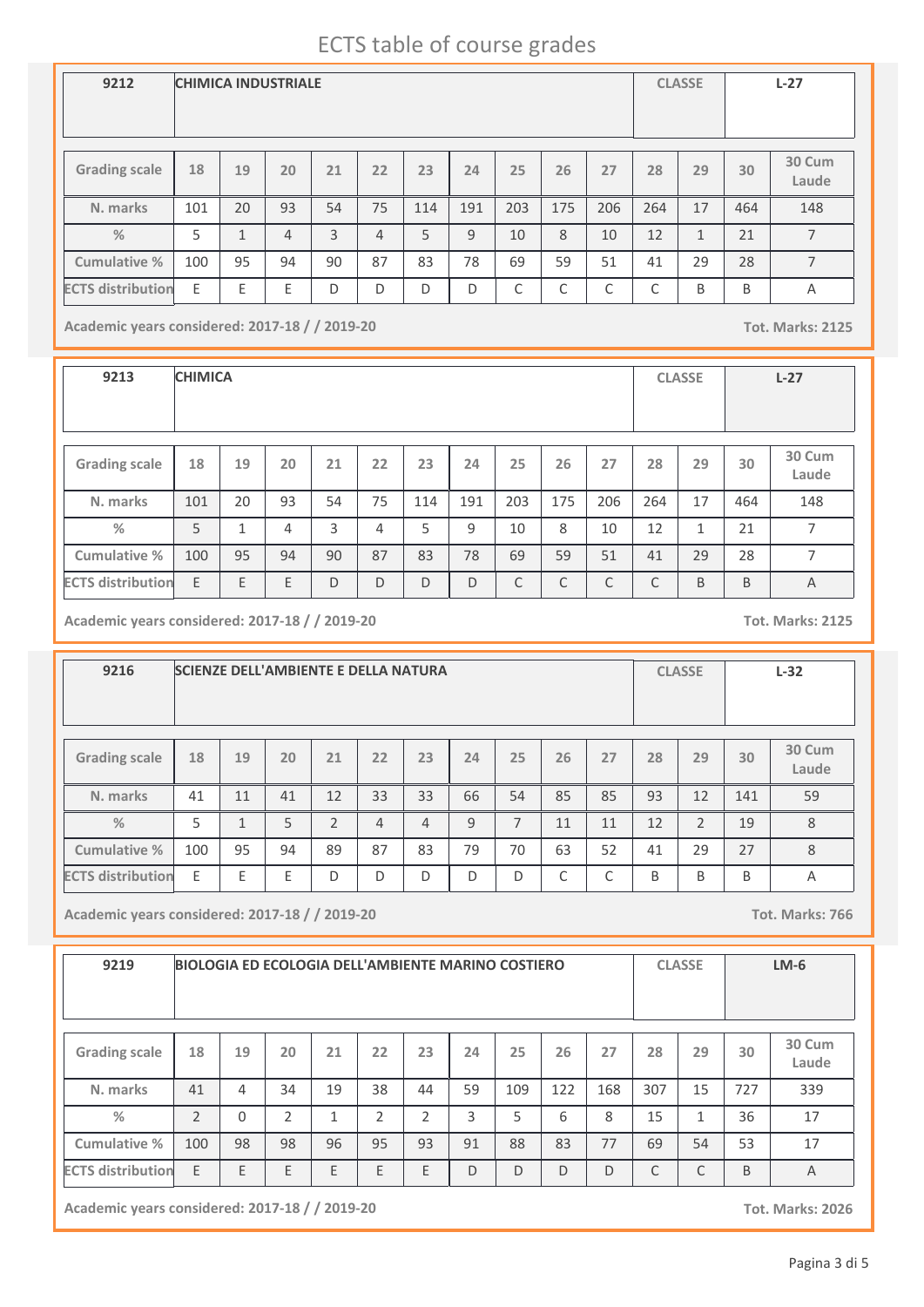# ECTS table of course grades

| 9212 | CHIMICA INDUSTRIALE | | | | | | | | | | CLASSE | | L-27 |
|---|---|---|---|---|---|---|---|---|---|---|---|---|---|
| **Grading scale** | 18 | 19 | 20 | 21 | 22 | 23 | 24 | 25 | 26 | 27 | 28 | 29 | 30 | 30 Cum Laude |
| **N. marks** | 101 | 20 | 93 | 54 | 75 | 114 | 191 | 203 | 175 | 206 | 264 | 17 | 464 | 148 |
| **%** | 5 | 1 | 4 | 3 | 4 | 5 | 9 | 10 | 8 | 10 | 12 | 1 | 21 | 7 |
| **Cumulative %** | 100 | 95 | 94 | 90 | 87 | 83 | 78 | 69 | 59 | 51 | 41 | 29 | 28 | 7 |
| **ECTS distribution** | E | E | E | D | D | D | D | C | C | C | C | B | B | A |

**Academic years considered: 2017-18 / / 2019-20** **Tot. Marks: 2125**

| 9213 | CHIMICA | | | | | | | | | | CLASSE | | L-27 |
|---|---|---|---|---|---|---|---|---|---|---|---|---|---|
| **Grading scale** | 18 | 19 | 20 | 21 | 22 | 23 | 24 | 25 | 26 | 27 | 28 | 29 | 30 | 30 Cum Laude |
| **N. marks** | 101 | 20 | 93 | 54 | 75 | 114 | 191 | 203 | 175 | 206 | 264 | 17 | 464 | 148 |
| **%** | 5 | 1 | 4 | 3 | 4 | 5 | 9 | 10 | 8 | 10 | 12 | 1 | 21 | 7 |
| **Cumulative %** | 100 | 95 | 94 | 90 | 87 | 83 | 78 | 69 | 59 | 51 | 41 | 29 | 28 | 7 |
| **ECTS distribution** | E | E | E | D | D | D | D | C | C | C | C | B | B | A |

**Academic years considered: 2017-18 / / 2019-20** **Tot. Marks: 2125**

| 9216 | SCIENZE DELL'AMBIENTE E DELLA NATURA | | | | | | | | | | CLASSE | | L-32 |
|---|---|---|---|---|---|---|---|---|---|---|---|---|---|
| **Grading scale** | 18 | 19 | 20 | 21 | 22 | 23 | 24 | 25 | 26 | 27 | 28 | 29 | 30 | 30 Cum Laude |
| **N. marks** | 41 | 11 | 41 | 12 | 33 | 33 | 66 | 54 | 85 | 85 | 93 | 12 | 141 | 59 |
| **%** | 5 | 1 | 5 | 2 | 4 | 4 | 9 | 7 | 11 | 11 | 12 | 2 | 19 | 8 |
| **Cumulative %** | 100 | 95 | 94 | 89 | 87 | 83 | 79 | 70 | 63 | 52 | 41 | 29 | 27 | 8 |
| **ECTS distribution** | E | E | E | D | D | D | D | D | C | C | B | B | B | A |

**Academic years considered: 2017-18 / / 2019-20** **Tot. Marks: 766**

| 9219 | BIOLOGIA ED ECOLOGIA DELL'AMBIENTE MARINO COSTIERO | | | | | | | | | | CLASSE | | LM-6 |
|---|---|---|---|---|---|---|---|---|---|---|---|---|---|
| **Grading scale** | 18 | 19 | 20 | 21 | 22 | 23 | 24 | 25 | 26 | 27 | 28 | 29 | 30 | 30 Cum Laude |
| **N. marks** | 41 | 4 | 34 | 19 | 38 | 44 | 59 | 109 | 122 | 168 | 307 | 15 | 727 | 339 |
| **%** | 2 | 0 | 2 | 1 | 2 | 2 | 3 | 5 | 6 | 8 | 15 | 1 | 36 | 17 |
| **Cumulative %** | 100 | 98 | 98 | 96 | 95 | 93 | 91 | 88 | 83 | 77 | 69 | 54 | 53 | 17 |
| **ECTS distribution** | E | E | E | E | E | E | D | D | D | D | C | C | B | A |

**Academic years considered: 2017-18 / / 2019-20** **Tot. Marks: 2026**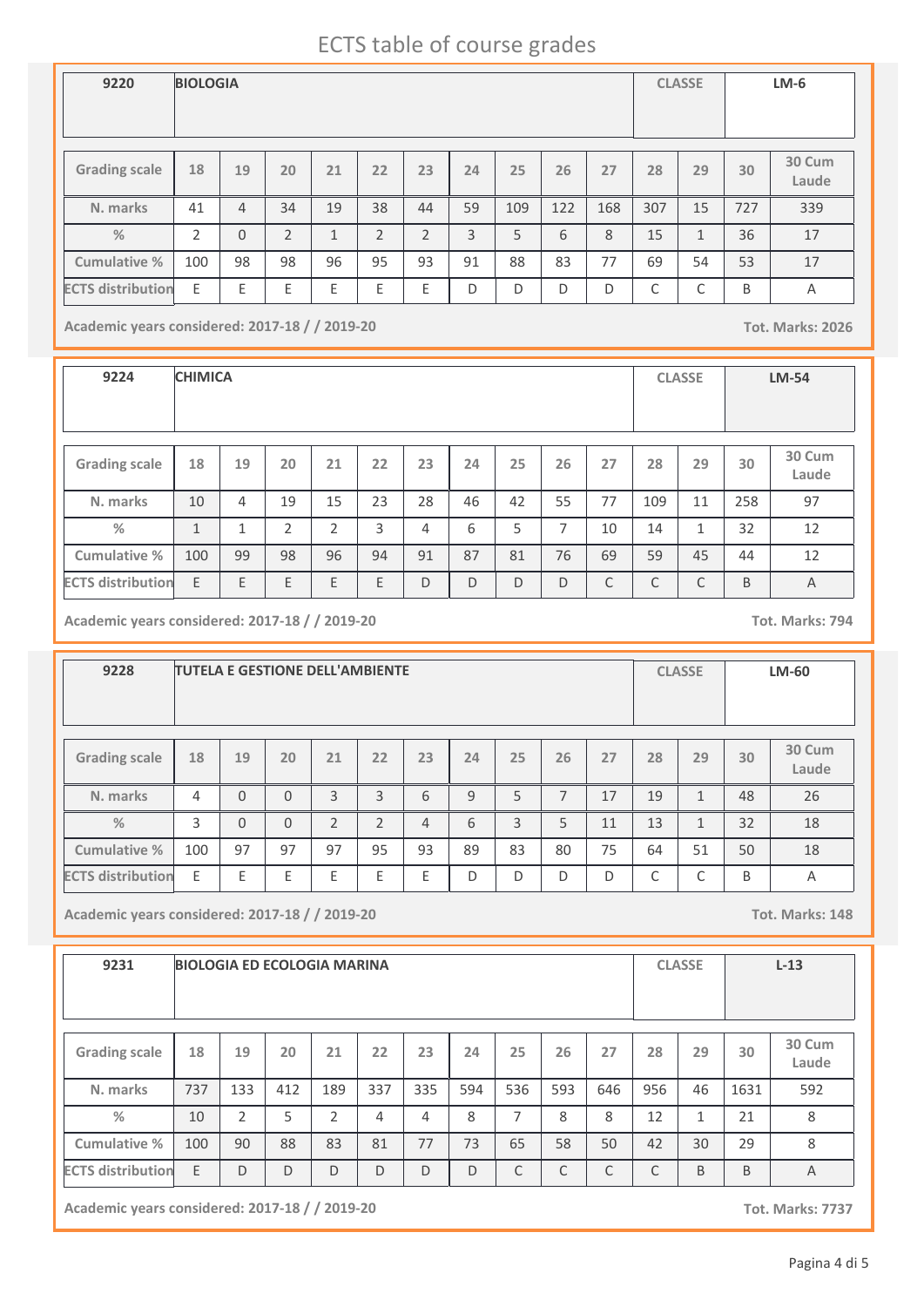# ECTS table of course grades

| 9220 | BIOLOGIA | | | | | | | | | | CLASSE | | LM-6 |
|---|---|---|---|---|---|---|---|---|---|---|---|---|---|
| **Grading scale** | 18 | 19 | 20 | 21 | 22 | 23 | 24 | 25 | 26 | 27 | 28 | 29 | 30 | 30 Cum Laude |
| **N. marks** | 41 | 4 | 34 | 19 | 38 | 44 | 59 | 109 | 122 | 168 | 307 | 15 | 727 | 339 |
| **%** | 2 | 0 | 2 | 1 | 2 | 2 | 3 | 5 | 6 | 8 | 15 | 1 | 36 | 17 |
| **Cumulative %** | 100 | 98 | 98 | 96 | 95 | 93 | 91 | 88 | 83 | 77 | 69 | 54 | 53 | 17 |
| **ECTS distribution** | E | E | E | E | E | E | D | D | D | D | C | C | B | A |

**Academic years considered: 2017-18 / / 2019-20** **Tot. Marks: 2026**

| 9224 | CHIMICA | | | | | | | | | | CLASSE | | LM-54 |
|---|---|---|---|---|---|---|---|---|---|---|---|---|---|
| **Grading scale** | 18 | 19 | 20 | 21 | 22 | 23 | 24 | 25 | 26 | 27 | 28 | 29 | 30 | 30 Cum Laude |
| **N. marks** | 10 | 4 | 19 | 15 | 23 | 28 | 46 | 42 | 55 | 77 | 109 | 11 | 258 | 97 |
| **%** | 1 | 1 | 2 | 2 | 3 | 4 | 6 | 5 | 7 | 10 | 14 | 1 | 32 | 12 |
| **Cumulative %** | 100 | 99 | 98 | 96 | 94 | 91 | 87 | 81 | 76 | 69 | 59 | 45 | 44 | 12 |
| **ECTS distribution** | E | E | E | E | E | D | D | D | D | C | C | C | B | A |

**Academic years considered: 2017-18 / / 2019-20** **Tot. Marks: 794**

| 9228 | TUTELA E GESTIONE DELL'AMBIENTE | | | | | | | | | | CLASSE | | LM-60 |
|---|---|---|---|---|---|---|---|---|---|---|---|---|---|
| **Grading scale** | 18 | 19 | 20 | 21 | 22 | 23 | 24 | 25 | 26 | 27 | 28 | 29 | 30 | 30 Cum Laude |
| **N. marks** | 4 | 0 | 0 | 3 | 3 | 6 | 9 | 5 | 7 | 17 | 19 | 1 | 48 | 26 |
| **%** | 3 | 0 | 0 | 2 | 2 | 4 | 6 | 3 | 5 | 11 | 13 | 1 | 32 | 18 |
| **Cumulative %** | 100 | 97 | 97 | 97 | 95 | 93 | 89 | 83 | 80 | 75 | 64 | 51 | 50 | 18 |
| **ECTS distribution** | E | E | E | E | E | E | D | D | D | D | C | C | B | A |

**Academic years considered: 2017-18 / / 2019-20** **Tot. Marks: 148**

| 9231 | BIOLOGIA ED ECOLOGIA MARINA | | | | | | | | | | CLASSE | | L-13 |
|---|---|---|---|---|---|---|---|---|---|---|---|---|---|
| **Grading scale** | 18 | 19 | 20 | 21 | 22 | 23 | 24 | 25 | 26 | 27 | 28 | 29 | 30 | 30 Cum Laude |
| **N. marks** | 737 | 133 | 412 | 189 | 337 | 335 | 594 | 536 | 593 | 646 | 956 | 46 | 1631 | 592 |
| **%** | 10 | 2 | 5 | 2 | 4 | 4 | 8 | 7 | 8 | 8 | 12 | 1 | 21 | 8 |
| **Cumulative %** | 100 | 90 | 88 | 83 | 81 | 77 | 73 | 65 | 58 | 50 | 42 | 30 | 29 | 8 |
| **ECTS distribution** | E | D | D | D | D | D | D | C | C | C | C | B | B | A |

**Academic years considered: 2017-18 / / 2019-20** **Tot. Marks: 7737**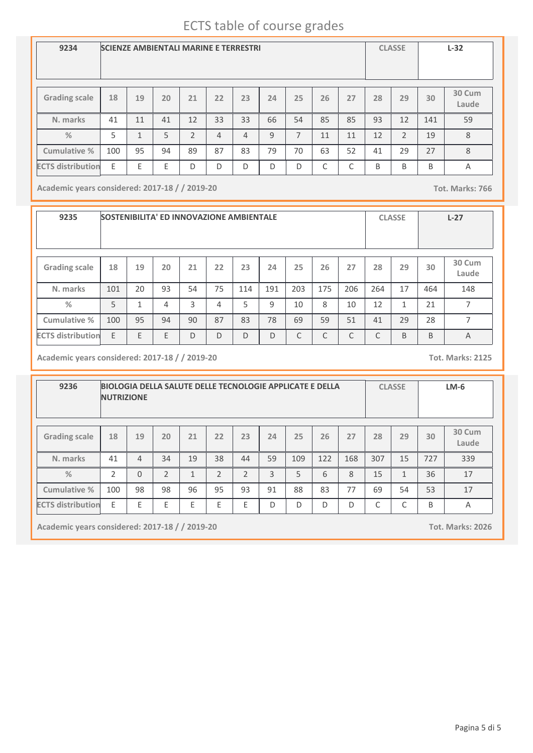# ECTS table of course grades

| 9234 | SCIENZE AMBIENTALI MARINE E TERRESTRI | CLASSE | L-32 |
|---|---|---|---|

| Grading scale | 18 | 19 | 20 | 21 | 22 | 23 | 24 | 25 | 26 | 27 | 28 | 29 | 30 | 30 Cum Laude |
|---|---|---|---|---|---|---|---|---|---|---|---|---|---|---|
| N. marks | 41 | 11 | 41 | 12 | 33 | 33 | 66 | 54 | 85 | 85 | 93 | 12 | 141 | 59 |
| % | 5 | 1 | 5 | 2 | 4 | 4 | 9 | 7 | 11 | 11 | 12 | 2 | 19 | 8 |
| Cumulative % | 100 | 95 | 94 | 89 | 87 | 83 | 79 | 70 | 63 | 52 | 41 | 29 | 27 | 8 |
| ECTS distribution | E | E | E | D | D | D | D | D | C | C | B | B | B | A |

**Academic years considered: 2017-18 / / 2019-20** **Tot. Marks: 766**

| 9235 | SOSTENIBILITA' ED INNOVAZIONE AMBIENTALE | CLASSE | L-27 |
|---|---|---|---|

| Grading scale | 18 | 19 | 20 | 21 | 22 | 23 | 24 | 25 | 26 | 27 | 28 | 29 | 30 | 30 Cum Laude |
|---|---|---|---|---|---|---|---|---|---|---|---|---|---|---|
| N. marks | 101 | 20 | 93 | 54 | 75 | 114 | 191 | 203 | 175 | 206 | 264 | 17 | 464 | 148 |
| % | 5 | 1 | 4 | 3 | 4 | 5 | 9 | 10 | 8 | 10 | 12 | 1 | 21 | 7 |
| Cumulative % | 100 | 95 | 94 | 90 | 87 | 83 | 78 | 69 | 59 | 51 | 41 | 29 | 28 | 7 |
| ECTS distribution | E | E | E | D | D | D | D | C | C | C | C | B | B | A |

**Academic years considered: 2017-18 / / 2019-20** **Tot. Marks: 2125**

| 9236 | BIOLOGIA DELLA SALUTE DELLE TECNOLOGIE APPLICATE E DELLA NUTRIZIONE | CLASSE | LM-6 |
|---|---|---|---|

| Grading scale | 18 | 19 | 20 | 21 | 22 | 23 | 24 | 25 | 26 | 27 | 28 | 29 | 30 | 30 Cum Laude |
|---|---|---|---|---|---|---|---|---|---|---|---|---|---|---|
| N. marks | 41 | 4 | 34 | 19 | 38 | 44 | 59 | 109 | 122 | 168 | 307 | 15 | 727 | 339 |
| % | 2 | 0 | 2 | 1 | 2 | 2 | 3 | 5 | 6 | 8 | 15 | 1 | 36 | 17 |
| Cumulative % | 100 | 98 | 98 | 96 | 95 | 93 | 91 | 88 | 83 | 77 | 69 | 54 | 53 | 17 |
| ECTS distribution | E | E | E | E | E | E | D | D | D | D | C | C | B | A |

**Academic years considered: 2017-18 / / 2019-20** **Tot. Marks: 2026**